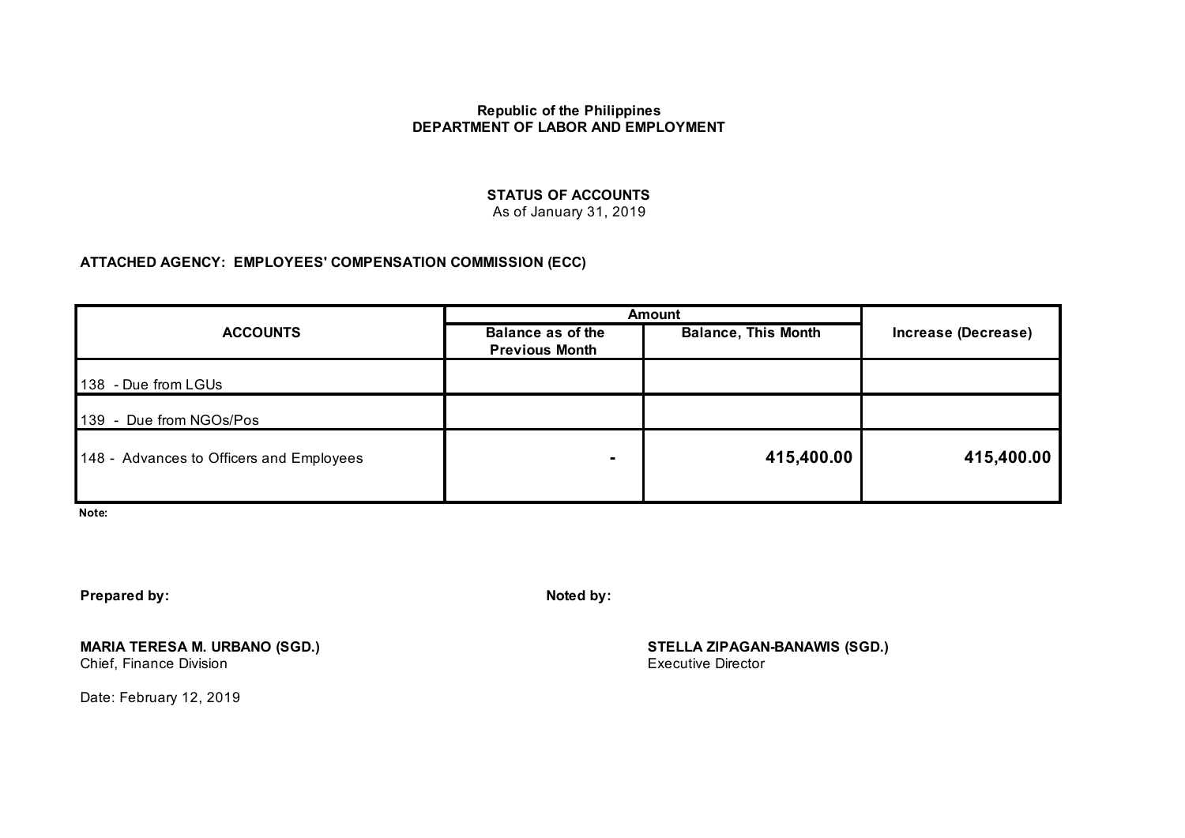**Republic of the Philippines**
**DEPARTMENT OF LABOR AND EMPLOYMENT**

**STATUS OF ACCOUNTS**
As of January 31, 2019

**ATTACHED AGENCY: EMPLOYEES' COMPENSATION COMMISSION (ECC)**

| ACCOUNTS | Amount | | Increase (Decrease) |
|---|---|---|---|
| | Balance as of the Previous Month | Balance, This Month | |
| 138 - Due from LGUs | | | |
| 139 - Due from NGOs/Pos | | | |
| 148 - Advances to Officers and Employees | - | 415,400.00 | 415,400.00 |

**Note:**

**Prepared by:**

**MARIA TERESA M. URBANO (SGD.)**
Chief, Finance Division

**Noted by:**

**STELLA ZIPAGAN-BANAWIS (SGD.)**
Executive Director

Date: February 12, 2019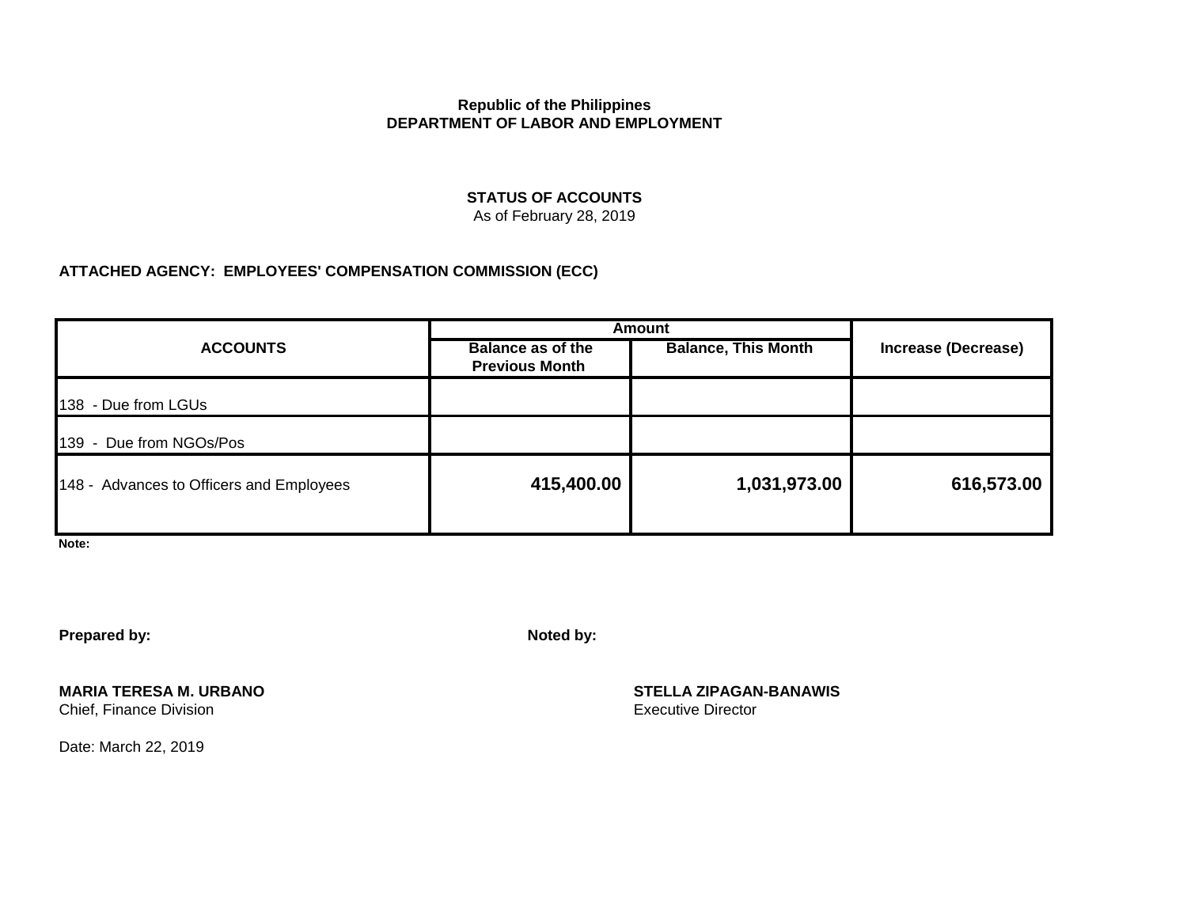**Republic of the Philippines**
**DEPARTMENT OF LABOR AND EMPLOYMENT**

**STATUS OF ACCOUNTS**
As of February 28, 2019

**ATTACHED AGENCY: EMPLOYEES' COMPENSATION COMMISSION (ECC)**

| ACCOUNTS | Amount | | Increase (Decrease) |
|---|---|---|---|
| | Balance as of the Previous Month | Balance, This Month | |
| 138 - Due from LGUs | | | |
| 139 - Due from NGOs/Pos | | | |
| 148 - Advances to Officers and Employees | **415,400.00** | **1,031,973.00** | **616,573.00** |

**Note:**

**Prepared by:**

**MARIA TERESA M. URBANO**
Chief, Finance Division

**Noted by:**

**STELLA ZIPAGAN-BANAWIS**
Executive Director

Date: March 22, 2019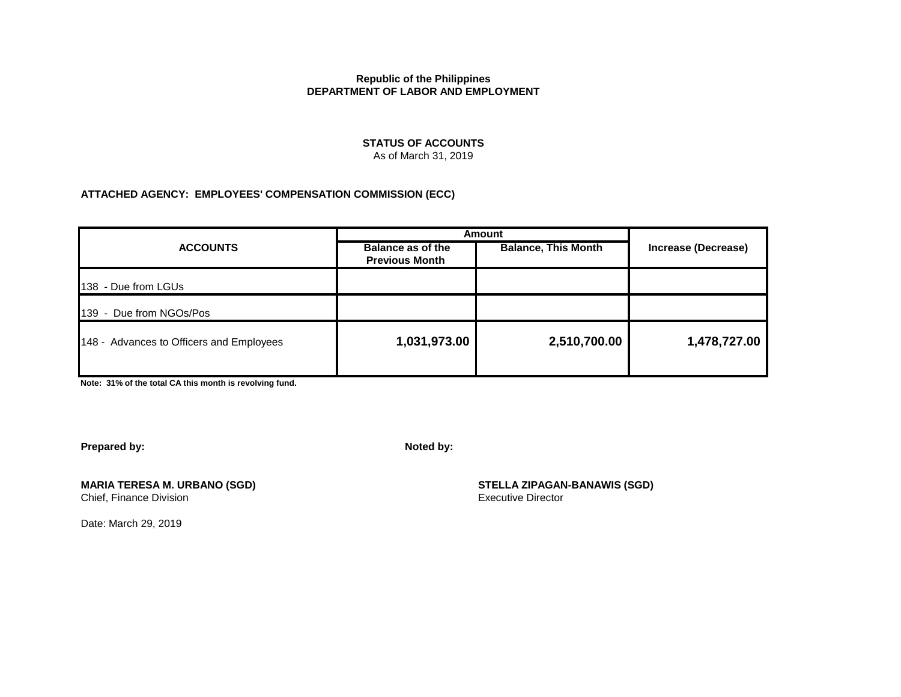**Republic of the Philippines**
**DEPARTMENT OF LABOR AND EMPLOYMENT**

**STATUS OF ACCOUNTS**
As of March 31, 2019

**ATTACHED AGENCY: EMPLOYEES' COMPENSATION COMMISSION (ECC)**

| ACCOUNTS | Amount | | Increase (Decrease) |
|---|---|---|---|
| | Balance as of the Previous Month | Balance, This Month | |
| 138 - Due from LGUs | | | |
| 139 - Due from NGOs/Pos | | | |
| 148 - Advances to Officers and Employees | **1,031,973.00** | **2,510,700.00** | **1,478,727.00** |

**Note: 31% of the total CA this month is revolving fund.**

**Prepared by:**

**MARIA TERESA M. URBANO (SGD)**
Chief, Finance Division

**Noted by:**

**STELLA ZIPAGAN-BANAWIS (SGD)**
Executive Director

Date: March 29, 2019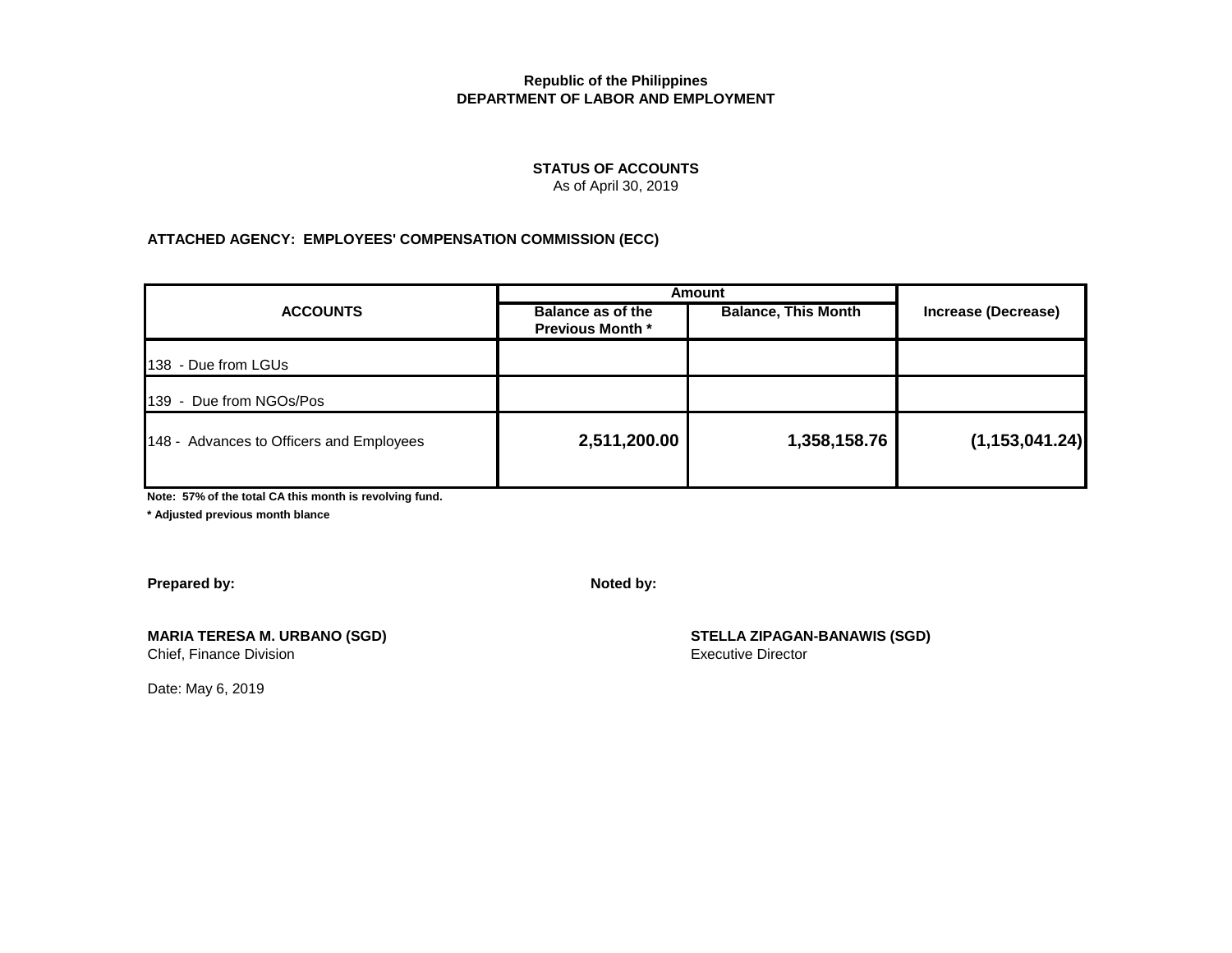**Republic of the Philippines**
**DEPARTMENT OF LABOR AND EMPLOYMENT**

**STATUS OF ACCOUNTS**
As of April 30, 2019

**ATTACHED AGENCY: EMPLOYEES' COMPENSATION COMMISSION (ECC)**

| ACCOUNTS | Amount | | Increase (Decrease) |
|---|---|---|---|
| | Balance as of the Previous Month * | Balance, This Month | |
| 138 - Due from LGUs | | | |
| 139 - Due from NGOs/Pos | | | |
| 148 - Advances to Officers and Employees | 2,511,200.00 | 1,358,158.76 | (1,153,041.24) |

**Note: 57% of the total CA this month is revolving fund.**

**\* Adjusted previous month blance**

**Prepared by:**

**MARIA TERESA M. URBANO (SGD)**
Chief, Finance Division

**Noted by:**

**STELLA ZIPAGAN-BANAWIS (SGD)**
Executive Director

Date: May 6, 2019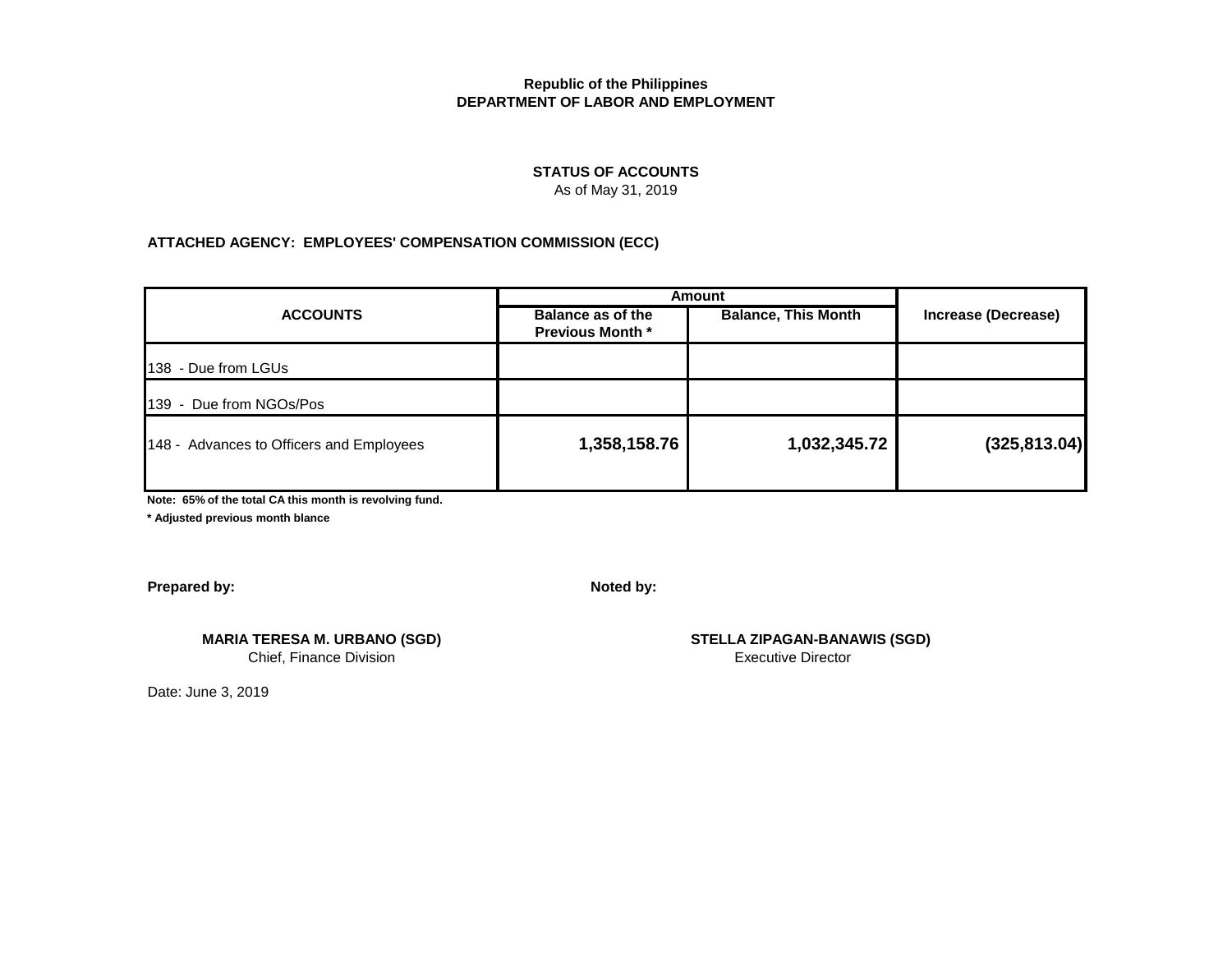**Republic of the Philippines**
**DEPARTMENT OF LABOR AND EMPLOYMENT**

**STATUS OF ACCOUNTS**
As of May 31, 2019

**ATTACHED AGENCY: EMPLOYEES' COMPENSATION COMMISSION (ECC)**

| ACCOUNTS | Amount | | Increase (Decrease) |
|---|---|---|---|
| | Balance as of the Previous Month * | Balance, This Month | |
| 138 - Due from LGUs | | | |
| 139 - Due from NGOs/Pos | | | |
| 148 - Advances to Officers and Employees | 1,358,158.76 | 1,032,345.72 | (325,813.04) |

**Note: 65% of the total CA this month is revolving fund.**

**\* Adjusted previous month blance**

**Prepared by:**

**MARIA TERESA M. URBANO (SGD)**
Chief, Finance Division

**Noted by:**

**STELLA ZIPAGAN-BANAWIS (SGD)**
Executive Director

Date: June 3, 2019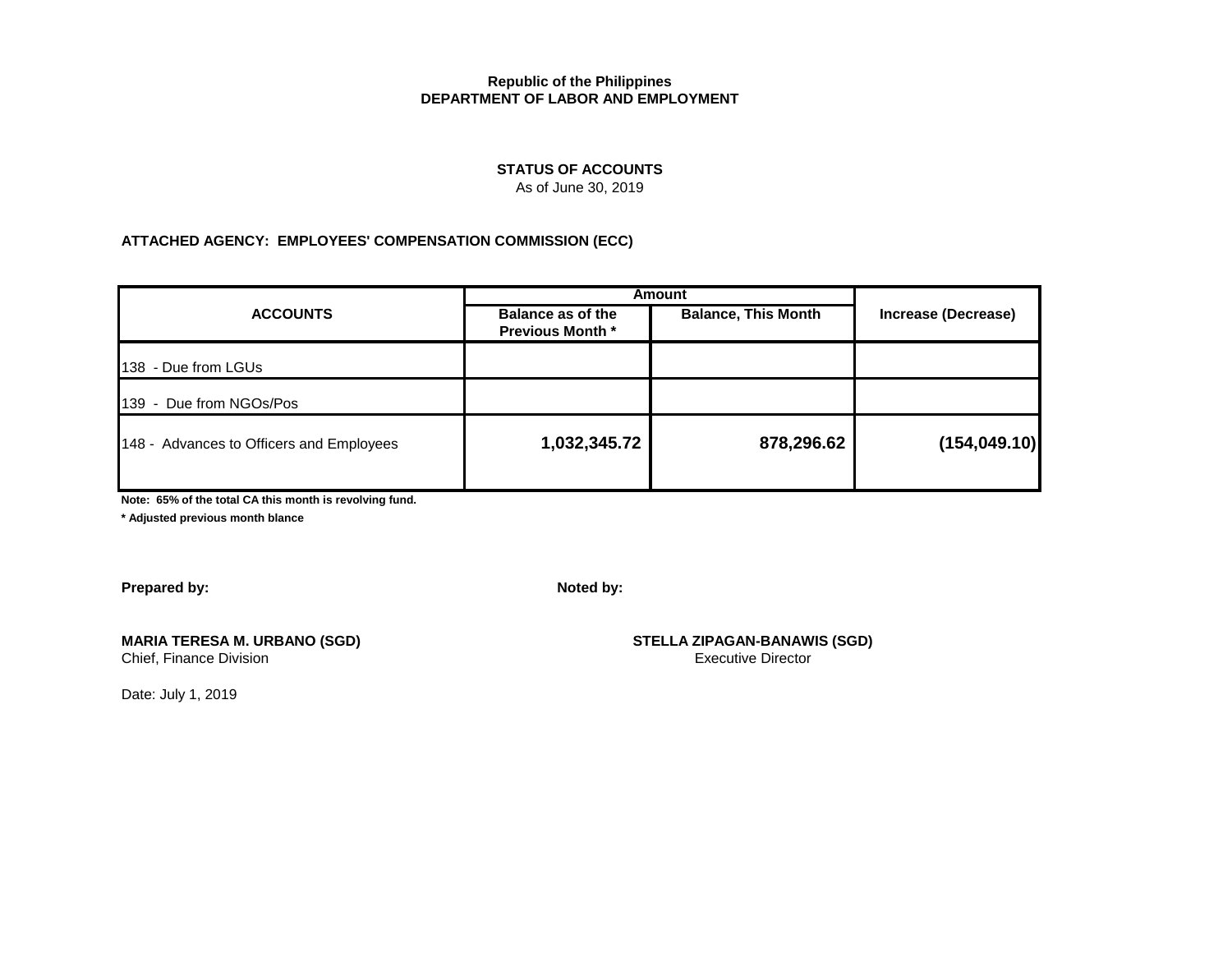**Republic of the Philippines**
**DEPARTMENT OF LABOR AND EMPLOYMENT**

**STATUS OF ACCOUNTS**
As of June 30, 2019

**ATTACHED AGENCY: EMPLOYEES' COMPENSATION COMMISSION (ECC)**

| ACCOUNTS | Amount | | Increase (Decrease) |
|---|---|---|---|
| | Balance as of the Previous Month * | Balance, This Month | |
| 138 - Due from LGUs | | | |
| 139 - Due from NGOs/Pos | | | |
| 148 - Advances to Officers and Employees | **1,032,345.72** | **878,296.62** | **(154,049.10)** |

**Note: 65% of the total CA this month is revolving fund.**

**\* Adjusted previous month blance**

**Prepared by:**

**MARIA TERESA M. URBANO (SGD)**
Chief, Finance Division

**Noted by:**

**STELLA ZIPAGAN-BANAWIS (SGD)**
Executive Director

Date: July 1, 2019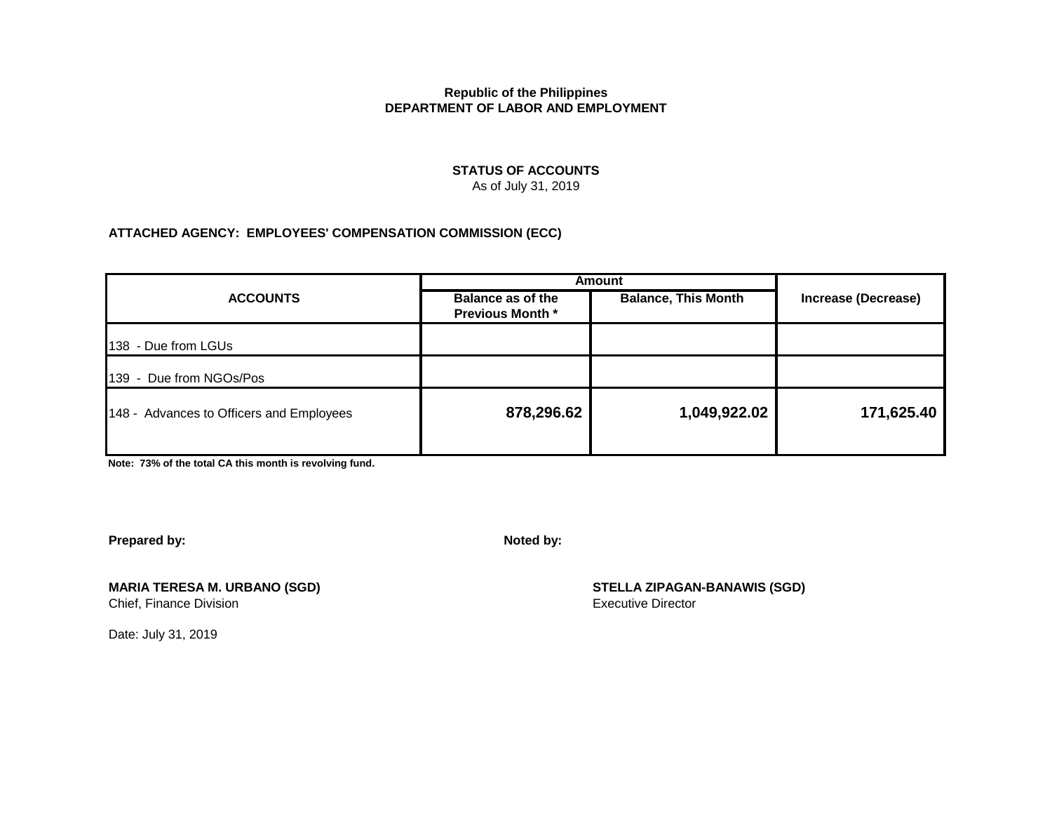**Republic of the Philippines**
**DEPARTMENT OF LABOR AND EMPLOYMENT**

**STATUS OF ACCOUNTS**
As of July 31, 2019

**ATTACHED AGENCY: EMPLOYEES' COMPENSATION COMMISSION (ECC)**

| ACCOUNTS | Amount | | Increase (Decrease) |
|---|---|---|---|
| | Balance as of the Previous Month * | Balance, This Month | |
| 138 - Due from LGUs | | | |
| 139 - Due from NGOs/Pos | | | |
| 148 - Advances to Officers and Employees | **878,296.62** | **1,049,922.02** | **171,625.40** |

**Note: 73% of the total CA this month is revolving fund.**

**Prepared by:**

**MARIA TERESA M. URBANO (SGD)**
Chief, Finance Division

**Noted by:**

**STELLA ZIPAGAN-BANAWIS (SGD)**
Executive Director

Date: July 31, 2019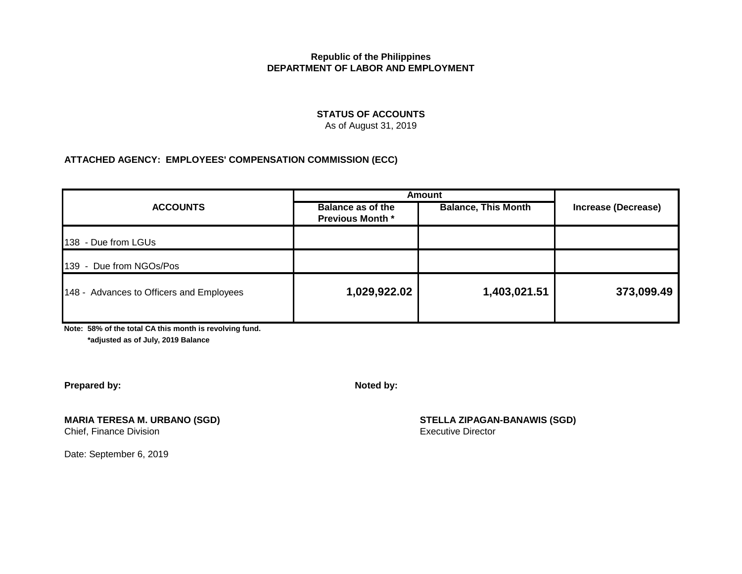**Republic of the Philippines**
**DEPARTMENT OF LABOR AND EMPLOYMENT**

**STATUS OF ACCOUNTS**
As of August 31, 2019

**ATTACHED AGENCY: EMPLOYEES' COMPENSATION COMMISSION (ECC)**

| ACCOUNTS | Amount | | Increase (Decrease) |
|---|---|---|---|
| | Balance as of the Previous Month * | Balance, This Month | |
| 138 - Due from LGUs | | | |
| 139 - Due from NGOs/Pos | | | |
| 148 - Advances to Officers and Employees | **1,029,922.02** | **1,403,021.51** | **373,099.49** |

**Note: 58% of the total CA this month is revolving fund.**
**\*adjusted as of July, 2019 Balance**

**Prepared by:**

**MARIA TERESA M. URBANO (SGD)**
Chief, Finance Division

**Noted by:**

**STELLA ZIPAGAN-BANAWIS (SGD)**
Executive Director

Date: September 6, 2019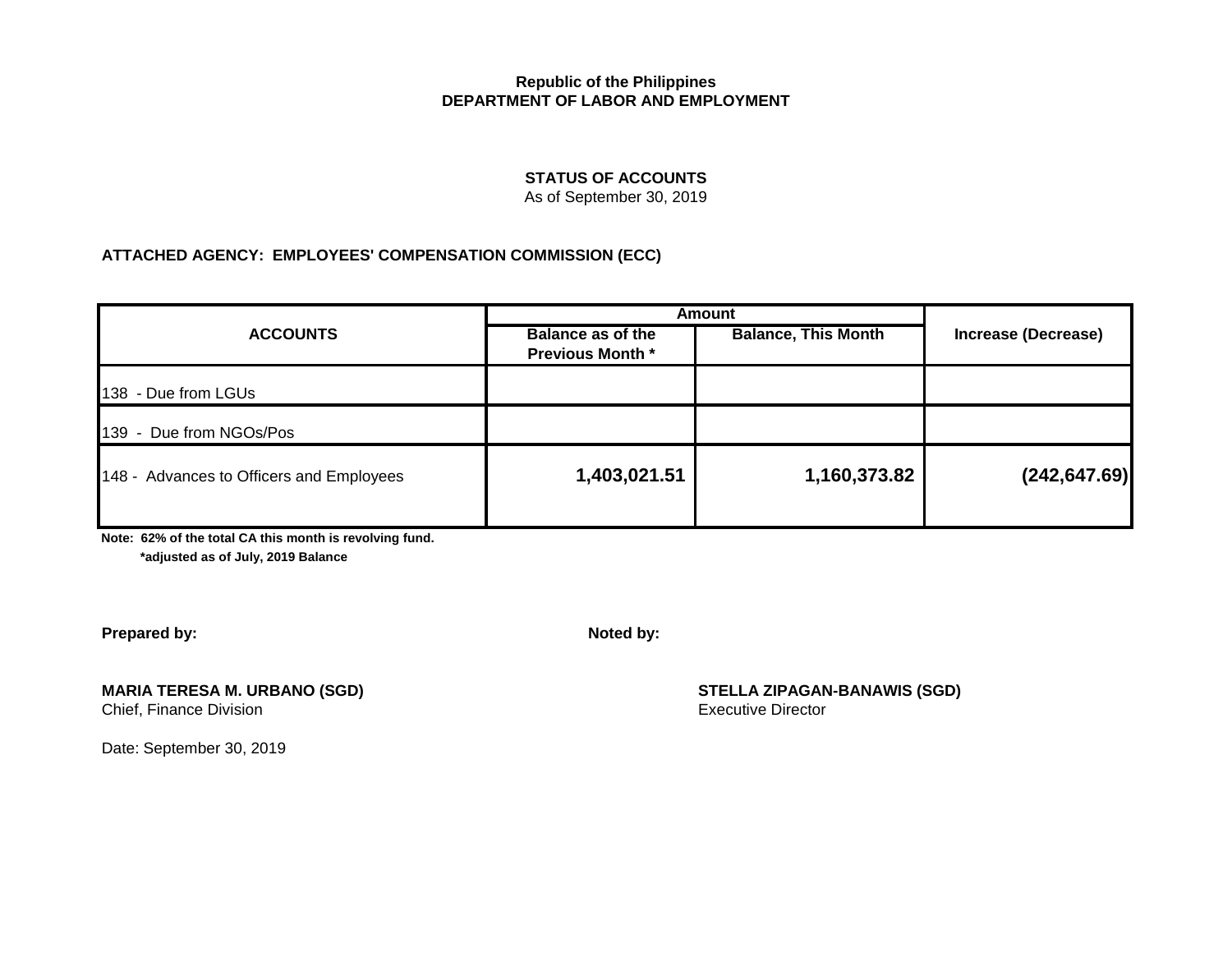**Republic of the Philippines**
**DEPARTMENT OF LABOR AND EMPLOYMENT**

**STATUS OF ACCOUNTS**
As of September 30, 2019

**ATTACHED AGENCY: EMPLOYEES' COMPENSATION COMMISSION (ECC)**

| ACCOUNTS | Amount | | Increase (Decrease) |
|---|---|---|---|
| | Balance as of the Previous Month * | Balance, This Month | |
| 138 - Due from LGUs | | | |
| 139 - Due from NGOs/Pos | | | |
| 148 - Advances to Officers and Employees | **1,403,021.51** | **1,160,373.82** | **(242,647.69)** |

**Note: 62% of the total CA this month is revolving fund.**
**\*adjusted as of July, 2019 Balance**

**Prepared by:**

**MARIA TERESA M. URBANO (SGD)**
Chief, Finance Division

**Noted by:**

**STELLA ZIPAGAN-BANAWIS (SGD)**
Executive Director

Date: September 30, 2019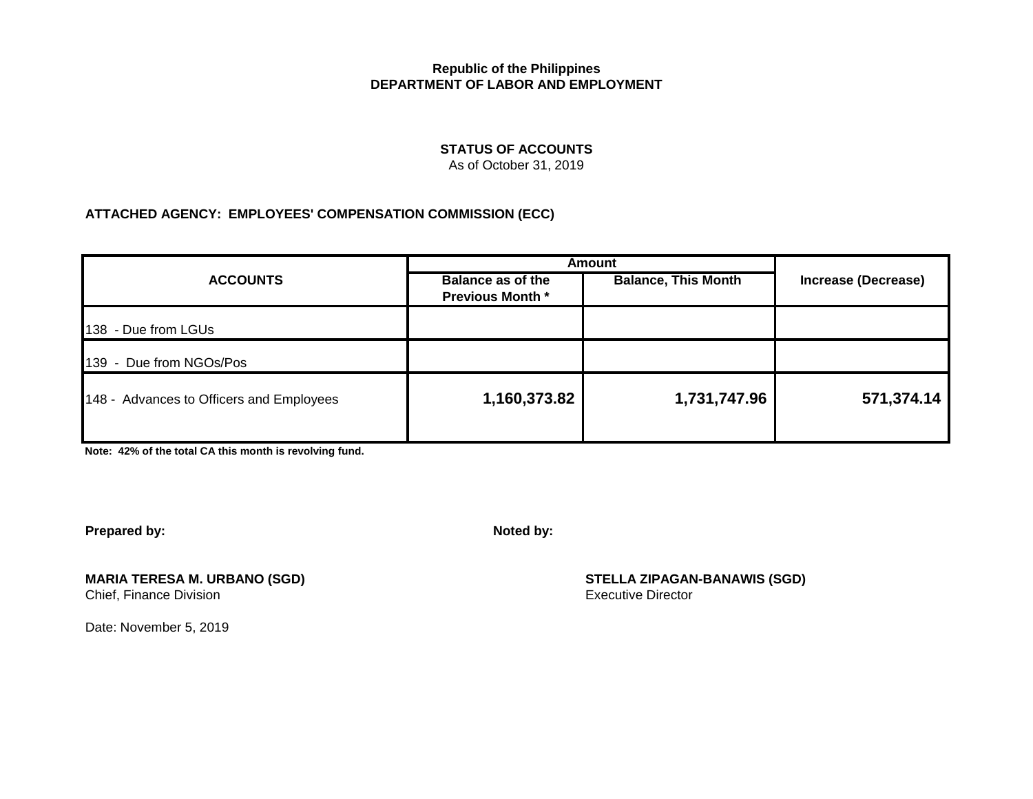**Republic of the Philippines**
**DEPARTMENT OF LABOR AND EMPLOYMENT**

**STATUS OF ACCOUNTS**
As of October 31, 2019

**ATTACHED AGENCY: EMPLOYEES' COMPENSATION COMMISSION (ECC)**

| ACCOUNTS | Amount | | Increase (Decrease) |
|---|---|---|---|
| | Balance as of the Previous Month * | Balance, This Month | |
| 138 - Due from LGUs | | | |
| 139 - Due from NGOs/Pos | | | |
| 148 - Advances to Officers and Employees | **1,160,373.82** | **1,731,747.96** | **571,374.14** |

**Note: 42% of the total CA this month is revolving fund.**

**Prepared by:**

**MARIA TERESA M. URBANO (SGD)**
Chief, Finance Division

**Noted by:**

**STELLA ZIPAGAN-BANAWIS (SGD)**
Executive Director

Date: November 5, 2019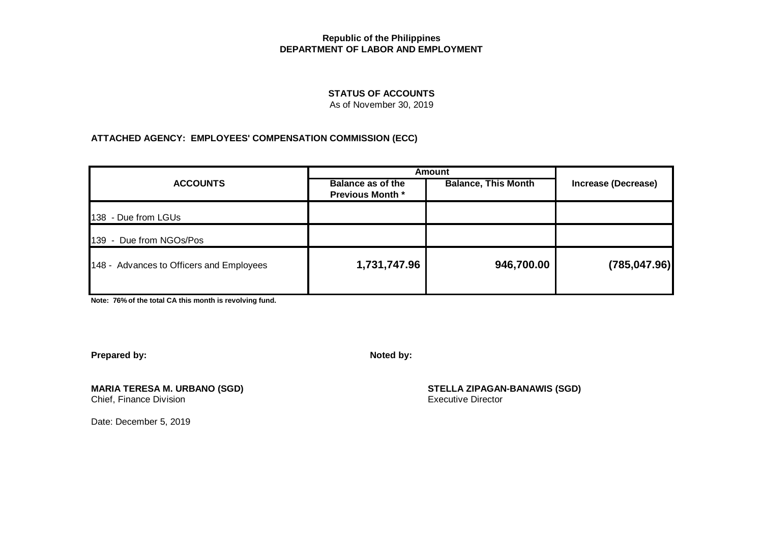**Republic of the Philippines**
**DEPARTMENT OF LABOR AND EMPLOYMENT**

**STATUS OF ACCOUNTS**
As of November 30, 2019

**ATTACHED AGENCY: EMPLOYEES' COMPENSATION COMMISSION (ECC)**

| ACCOUNTS | Amount | | Increase (Decrease) |
|---|---|---|---|
| | Balance as of the Previous Month * | Balance, This Month | |
| 138 - Due from LGUs | | | |
| 139 - Due from NGOs/Pos | | | |
| 148 - Advances to Officers and Employees | **1,731,747.96** | **946,700.00** | **(785,047.96)** |

**Note: 76% of the total CA this month is revolving fund.**

**Prepared by:**

**MARIA TERESA M. URBANO (SGD)**
Chief, Finance Division

**Noted by:**

**STELLA ZIPAGAN-BANAWIS (SGD)**
Executive Director

Date: December 5, 2019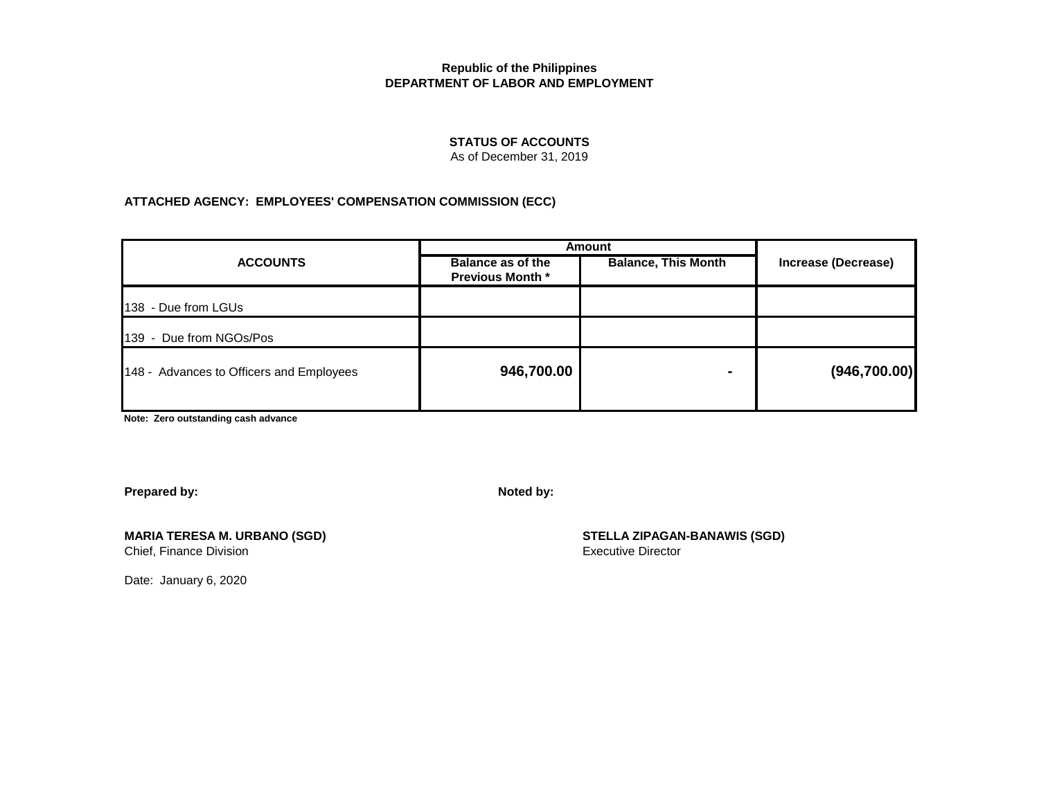**Republic of the Philippines**
**DEPARTMENT OF LABOR AND EMPLOYMENT**

**STATUS OF ACCOUNTS**
As of December 31, 2019

**ATTACHED AGENCY: EMPLOYEES' COMPENSATION COMMISSION (ECC)**

| ACCOUNTS | Amount | | Increase (Decrease) |
|---|---|---|---|
| | Balance as of the Previous Month * | Balance, This Month | |
| 138 - Due from LGUs | | | |
| 139 - Due from NGOs/Pos | | | |
| 148 - Advances to Officers and Employees | **946,700.00** | **-** | **(946,700.00)** |

**Note: Zero outstanding cash advance**

**Prepared by:**

**MARIA TERESA M. URBANO (SGD)**
Chief, Finance Division

**Noted by:**

**STELLA ZIPAGAN-BANAWIS (SGD)**
Executive Director

Date: January 6, 2020